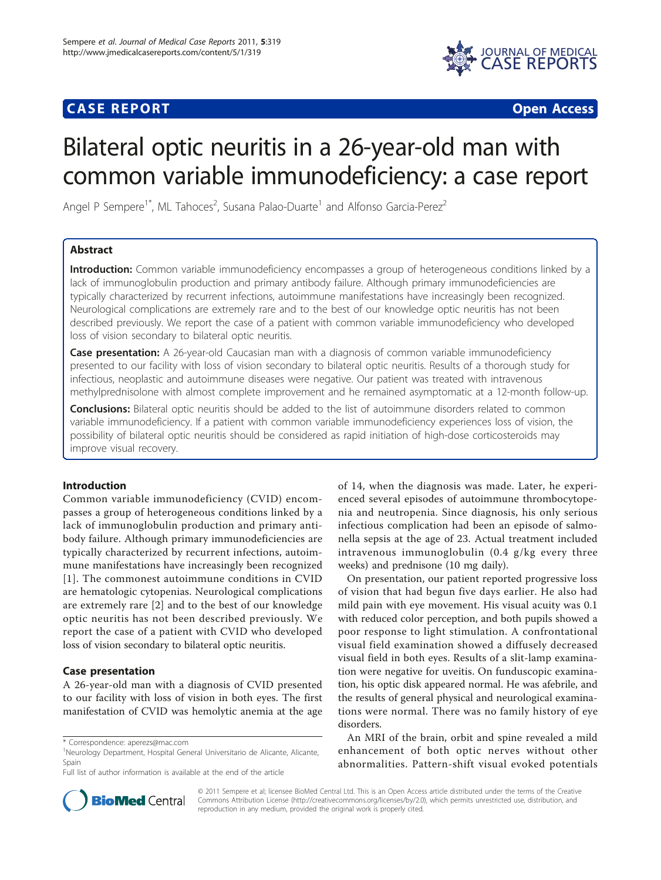**CASE REPORT** **Open Access**

# Bilateral optic neuritis in a 26-year-old man with common variable immunodeficiency: a case report

Angel P Sempere[1*], ML Tahoces[2], Susana Palao-Duarte[1] and Alfonso Garcia-Perez[2]

## Abstract

**Introduction:** Common variable immunodeficiency encompasses a group of heterogeneous conditions linked by a lack of immunoglobulin production and primary antibody failure. Although primary immunodeficiencies are typically characterized by recurrent infections, autoimmune manifestations have increasingly been recognized. Neurological complications are extremely rare and to the best of our knowledge optic neuritis has not been described previously. We report the case of a patient with common variable immunodeficiency who developed loss of vision secondary to bilateral optic neuritis.

**Case presentation:** A 26-year-old Caucasian man with a diagnosis of common variable immunodeficiency presented to our facility with loss of vision secondary to bilateral optic neuritis. Results of a thorough study for infectious, neoplastic and autoimmune diseases were negative. Our patient was treated with intravenous methylprednisolone with almost complete improvement and he remained asymptomatic at a 12-month follow-up.

**Conclusions:** Bilateral optic neuritis should be added to the list of autoimmune disorders related to common variable immunodeficiency. If a patient with common variable immunodeficiency experiences loss of vision, the possibility of bilateral optic neuritis should be considered as rapid initiation of high-dose corticosteroids may improve visual recovery.

## Introduction

Common variable immunodeficiency (CVID) encompasses a group of heterogeneous conditions linked by a lack of immunoglobulin production and primary antibody failure. Although primary immunodeficiencies are typically characterized by recurrent infections, autoimmune manifestations have increasingly been recognized [1]. The commonest autoimmune conditions in CVID are hematologic cytopenias. Neurological complications are extremely rare [2] and to the best of our knowledge optic neuritis has not been described previously. We report the case of a patient with CVID who developed loss of vision secondary to bilateral optic neuritis.

## Case presentation

A 26-year-old man with a diagnosis of CVID presented to our facility with loss of vision in both eyes. The first manifestation of CVID was hemolytic anemia at the age of 14, when the diagnosis was made. Later, he experienced several episodes of autoimmune thrombocytopenia and neutropenia. Since diagnosis, his only serious infectious complication had been an episode of salmonella sepsis at the age of 23. Actual treatment included intravenous immunoglobulin (0.4 g/kg every three weeks) and prednisone (10 mg daily).

On presentation, our patient reported progressive loss of vision that had begun five days earlier. He also had mild pain with eye movement. His visual acuity was 0.1 with reduced color perception, and both pupils showed a poor response to light stimulation. A confrontational visual field examination showed a diffusely decreased visual field in both eyes. Results of a slit-lamp examination were negative for uveitis. On funduscopic examination, his optic disk appeared normal. He was afebrile, and the results of general physical and neurological examinations were normal. There was no family history of eye disorders.

An MRI of the brain, orbit and spine revealed a mild enhancement of both optic nerves without other abnormalities. Pattern-shift visual evoked potentials

\* Correspondence: aperezs@mac.com

[1]Neurology Department, Hospital General Universitario de Alicante, Alicante, Spain

Full list of author information is available at the end of the article

© 2011 Sempere et al; licensee BioMed Central Ltd. This is an Open Access article distributed under the terms of the Creative Commons Attribution License (http://creativecommons.org/licenses/by/2.0), which permits unrestricted use, distribution, and reproduction in any medium, provided the original work is properly cited.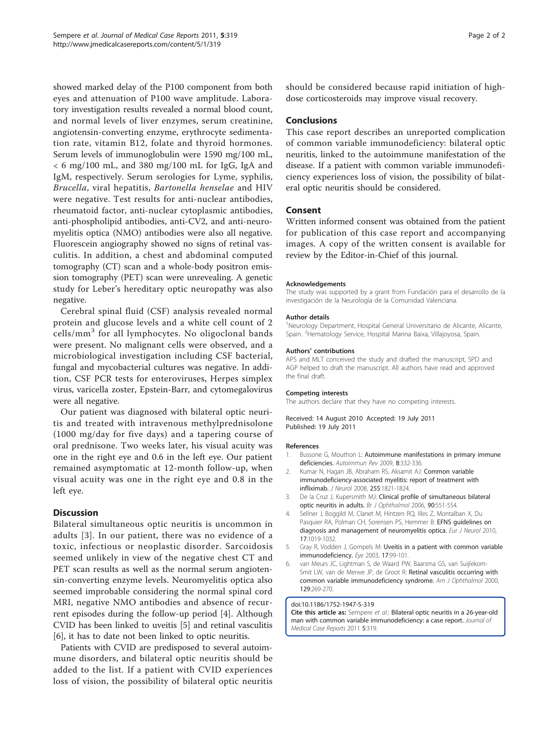showed marked delay of the P100 component from both eyes and attenuation of P100 wave amplitude. Laboratory investigation results revealed a normal blood count, and normal levels of liver enzymes, serum creatinine, angiotensin-converting enzyme, erythrocyte sedimentation rate, vitamin B12, folate and thyroid hormones. Serum levels of immunoglobulin were 1590 mg/100 mL, < 6 mg/100 mL, and 380 mg/100 mL for IgG, IgA and IgM, respectively. Serum serologies for Lyme, syphilis, *Brucella*, viral hepatitis, *Bartonella henselae* and HIV were negative. Test results for anti-nuclear antibodies, rheumatoid factor, anti-nuclear cytoplasmic antibodies, anti-phospholipid antibodies, anti-CV2, and anti-neuromyelitis optica (NMO) antibodies were also all negative. Fluorescein angiography showed no signs of retinal vasculitis. In addition, a chest and abdominal computed tomography (CT) scan and a whole-body positron emission tomography (PET) scan were unrevealing. A genetic study for Leber's hereditary optic neuropathy was also negative.

Cerebral spinal fluid (CSF) analysis revealed normal protein and glucose levels and a white cell count of 2 cells/mm$^3$ for all lymphocytes. No oligoclonal bands were present. No malignant cells were observed, and a microbiological investigation including CSF bacterial, fungal and mycobacterial cultures was negative. In addition, CSF PCR tests for enteroviruses, Herpes simplex virus, varicella zoster, Epstein-Barr, and cytomegalovirus were all negative.

Our patient was diagnosed with bilateral optic neuritis and treated with intravenous methylprednisolone (1000 mg/day for five days) and a tapering course of oral prednisone. Two weeks later, his visual acuity was one in the right eye and 0.6 in the left eye. Our patient remained asymptomatic at 12-month follow-up, when visual acuity was one in the right eye and 0.8 in the left eye.

## Discussion

Bilateral simultaneous optic neuritis is uncommon in adults [3]. In our patient, there was no evidence of a toxic, infectious or neoplastic disorder. Sarcoidosis seemed unlikely in view of the negative chest CT and PET scan results as well as the normal serum angiotensin-converting enzyme levels. Neuromyelitis optica also seemed improbable considering the normal spinal cord MRI, negative NMO antibodies and absence of recurrent episodes during the follow-up period [4]. Although CVID has been linked to uveitis [5] and retinal vasculitis [6], it has to date not been linked to optic neuritis.

Patients with CVID are predisposed to several autoimmune disorders, and bilateral optic neuritis should be added to the list. If a patient with CVID experiences loss of vision, the possibility of bilateral optic neuritis should be considered because rapid initiation of high-dose corticosteroids may improve visual recovery.

## Conclusions

This case report describes an unreported complication of common variable immunodeficiency: bilateral optic neuritis, linked to the autoimmune manifestation of the disease. If a patient with common variable immunodeficiency experiences loss of vision, the possibility of bilateral optic neuritis should be considered.

## Consent

Written informed consent was obtained from the patient for publication of this case report and accompanying images. A copy of the written consent is available for review by the Editor-in-Chief of this journal.

#### Acknowledgements

The study was supported by a grant from Fundación para el desarrollo de la investigación de la Neurología de la Comunidad Valenciana.

#### Author details

[1]Neurology Department, Hospital General Universitario de Alicante, Alicante, Spain. [2]Hematology Service, Hospital Marina Baixa, Villajoyosa, Spain.

#### Authors' contributions

APS and MLT conceived the study and drafted the manuscript, SPD and AGP helped to draft the manuscript. All authors have read and approved the final draft.

#### Competing interests

The authors declare that they have no competing interests.

Received: 14 August 2010 Accepted: 19 July 2011
Published: 19 July 2011

#### References

1. Bussone G, Mouthon L: Autoimmune manifestations in primary immune deficiencies. *Autoimmun Rev* 2009, 8:332-336.
2. Kumar N, Hagan JB, Abraham RS, Aksamit AJ: Common variable immunodeficiency-associated myelitis: report of treatment with infliximab. *J Neurol* 2008, 255:1821-1824.
3. De la Cruz J, Kupersmith MJ: Clinical profile of simultaneous bilateral optic neuritis in adults. *Br J Ophthalmol* 2006, 90:551-554.
4. Sellner J, Boggild M, Clanet M, Hintzen RQ, Illes Z, Montalban X, Du Pasquier RA, Polman CH, Sorensen PS, Hemmer B: EFNS guidelines on diagnosis and management of neuromyelitis optica. *Eur J Neurol* 2010, 17:1019-1032.
5. Gray R, Vodden J, Gompels M: Uveitis in a patient with common variable immunodeficiency. *Eye* 2003, 17:99-101.
6. van Meurs JC, Lightman S, de Waard PW, Baarsma GS, van Suijlekom-Smit LW, van de Merwe JP, de Groot R: Retinal vasculitis occurring with common variable immunodeficiency syndrome. *Am J Ophthalmol* 2000, 129:269-270.

doi:10.1186/1752-1947-5-319

**Cite this article as:** Sempere *et al.*: Bilateral optic neuritis in a 26-year-old man with common variable immunodeficiency: a case report. *Journal of Medical Case Reports* 2011 5:319.